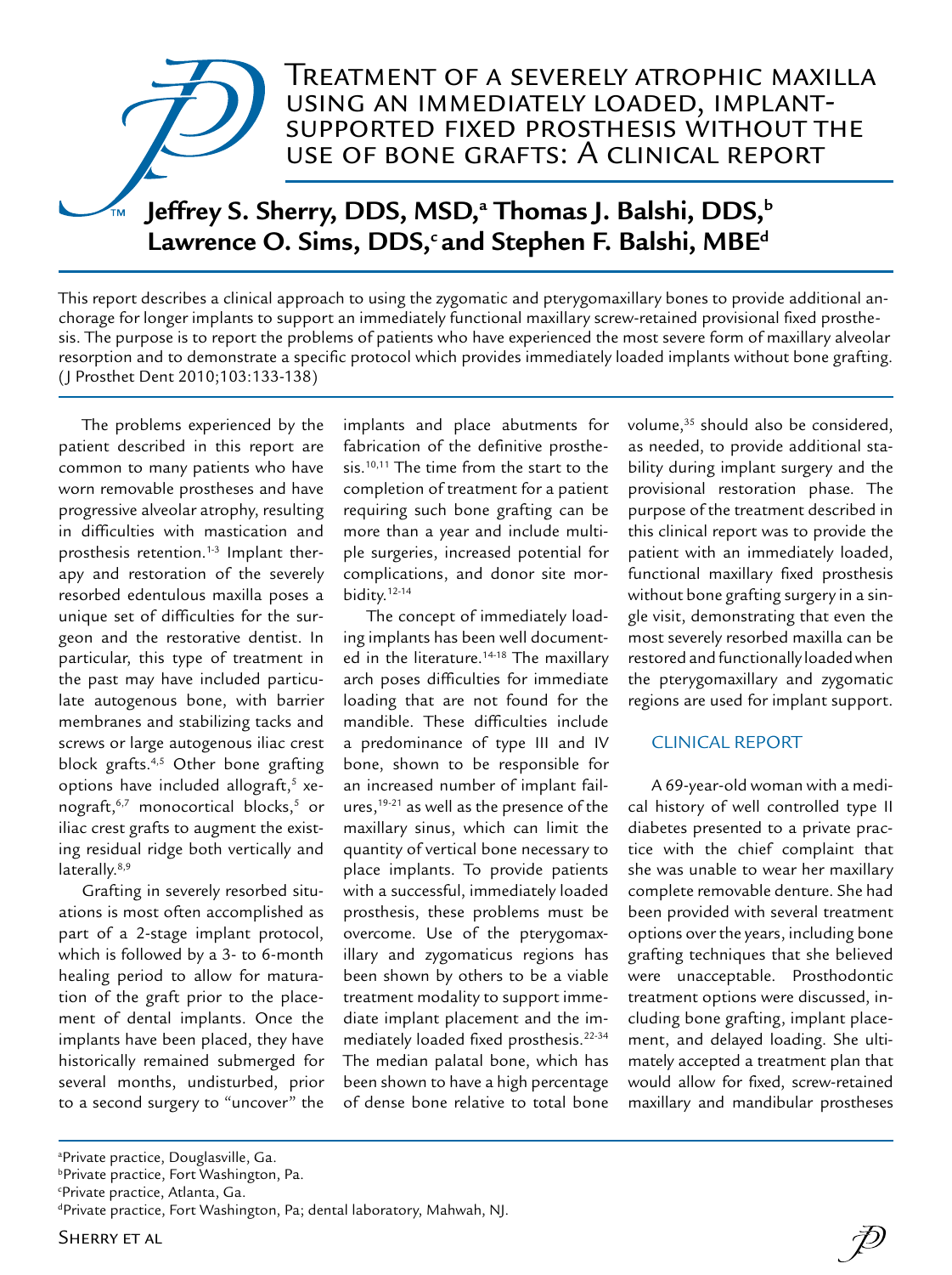# Treatment of a severely atrophic maxilla using an immediately loaded, implant-supported fixed prosthesis without the use of bone grafts: A clinical report

**Jeffrey S. Sherry, DDS, MSD,[a] Thomas J. Balshi, DDS,[b] Lawrence O. Sims, DDS,[c] and Stephen F. Balshi, MBE[d]**

This report describes a clinical approach to using the zygomatic and pterygomaxillary bones to provide additional anchorage for longer implants to support an immediately functional maxillary screw-retained provisional fixed prosthesis. The purpose is to report the problems of patients who have experienced the most severe form of maxillary alveolar resorption and to demonstrate a specific protocol which provides immediately loaded implants without bone grafting. (J Prosthet Dent 2010;103:133-138)

The problems experienced by the patient described in this report are common to many patients who have worn removable prostheses and have progressive alveolar atrophy, resulting in difficulties with mastication and prosthesis retention.[1-3] Implant therapy and restoration of the severely resorbed edentulous maxilla poses a unique set of difficulties for the surgeon and the restorative dentist. In particular, this type of treatment in the past may have included particulate autogenous bone, with barrier membranes and stabilizing tacks and screws or large autogenous iliac crest block grafts.[4,5] Other bone grafting options have included allograft,[5] xenograft,[6,7] monocortical blocks,[5] or iliac crest grafts to augment the existing residual ridge both vertically and laterally.[8,9]

Grafting in severely resorbed situations is most often accomplished as part of a 2-stage implant protocol, which is followed by a 3- to 6-month healing period to allow for maturation of the graft prior to the placement of dental implants. Once the implants have been placed, they have historically remained submerged for several months, undisturbed, prior to a second surgery to "uncover" the implants and place abutments for fabrication of the definitive prosthesis.[10,11] The time from the start to the completion of treatment for a patient requiring such bone grafting can be more than a year and include multiple surgeries, increased potential for complications, and donor site morbidity.[12-14]

The concept of immediately loading implants has been well documented in the literature.[14-18] The maxillary arch poses difficulties for immediate loading that are not found for the mandible. These difficulties include a predominance of type III and IV bone, shown to be responsible for an increased number of implant failures,[19-21] as well as the presence of the maxillary sinus, which can limit the quantity of vertical bone necessary to place implants. To provide patients with a successful, immediately loaded prosthesis, these problems must be overcome. Use of the pterygomaxillary and zygomaticus regions has been shown by others to be a viable treatment modality to support immediate implant placement and the immediately loaded fixed prosthesis.[22-34] The median palatal bone, which has been shown to have a high percentage of dense bone relative to total bone volume,[35] should also be considered, as needed, to provide additional stability during implant surgery and the provisional restoration phase. The purpose of the treatment described in this clinical report was to provide the patient with an immediately loaded, functional maxillary fixed prosthesis without bone grafting surgery in a single visit, demonstrating that even the most severely resorbed maxilla can be restored and functionally loaded when the pterygomaxillary and zygomatic regions are used for implant support.

## CLINICAL REPORT

A 69-year-old woman with a medical history of well controlled type II diabetes presented to a private practice with the chief complaint that she was unable to wear her maxillary complete removable denture. She had been provided with several treatment options over the years, including bone grafting techniques that she believed were unacceptable. Prosthodontic treatment options were discussed, including bone grafting, implant placement, and delayed loading. She ultimately accepted a treatment plan that would allow for fixed, screw-retained maxillary and mandibular prostheses

[a] Private practice, Douglasville, Ga.
[b] Private practice, Fort Washington, Pa.
[c] Private practice, Atlanta, Ga.
[d] Private practice, Fort Washington, Pa; dental laboratory, Mahwah, NJ.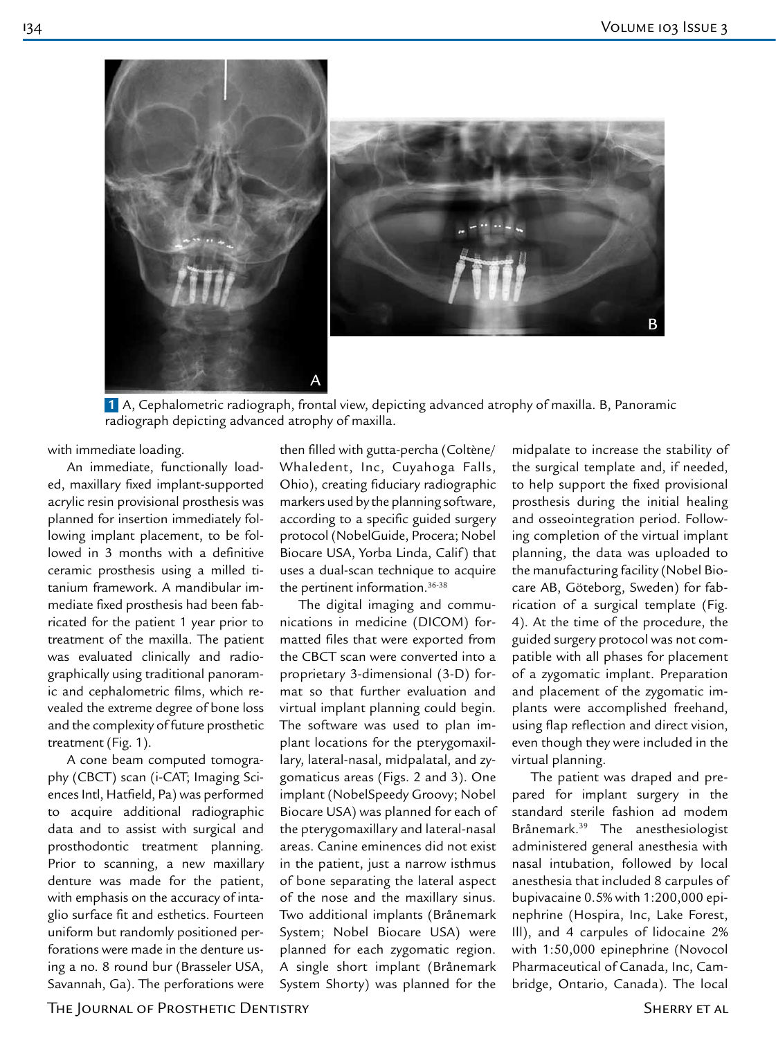**1** A, Cephalometric radiograph, frontal view, depicting advanced atrophy of maxilla. B, Panoramic radiograph depicting advanced atrophy of maxilla.

with immediate loading.

An immediate, functionally loaded, maxillary fixed implant-supported acrylic resin provisional prosthesis was planned for insertion immediately following implant placement, to be followed in 3 months with a definitive ceramic prosthesis using a milled titanium framework. A mandibular immediate fixed prosthesis had been fabricated for the patient 1 year prior to treatment of the maxilla. The patient was evaluated clinically and radiographically using traditional panoramic and cephalometric films, which revealed the extreme degree of bone loss and the complexity of future prosthetic treatment (Fig. 1).

A cone beam computed tomography (CBCT) scan (i-CAT; Imaging Sciences Intl, Hatfield, Pa) was performed to acquire additional radiographic data and to assist with surgical and prosthodontic treatment planning. Prior to scanning, a new maxillary denture was made for the patient, with emphasis on the accuracy of intaglio surface fit and esthetics. Fourteen uniform but randomly positioned perforations were made in the denture using a no. 8 round bur (Brasseler USA, Savannah, Ga). The perforations were then filled with gutta-percha (Coltène/Whaledent, Inc, Cuyahoga Falls, Ohio), creating fiduciary radiographic markers used by the planning software, according to a specific guided surgery protocol (NobelGuide, Procera; Nobel Biocare USA, Yorba Linda, Calif) that uses a dual-scan technique to acquire the pertinent information.[36-38]

The digital imaging and communications in medicine (DICOM) formatted files that were exported from the CBCT scan were converted into a proprietary 3-dimensional (3-D) format so that further evaluation and virtual implant planning could begin. The software was used to plan implant locations for the pterygomaxillary, lateral-nasal, midpalatal, and zygomaticus areas (Figs. 2 and 3). One implant (NobelSpeedy Groovy; Nobel Biocare USA) was planned for each of the pterygomaxillary and lateral-nasal areas. Canine eminences did not exist in the patient, just a narrow isthmus of bone separating the lateral aspect of the nose and the maxillary sinus. Two additional implants (Brånemark System; Nobel Biocare USA) were planned for each zygomatic region. A single short implant (Brånemark System Shorty) was planned for the midpalate to increase the stability of the surgical template and, if needed, to help support the fixed provisional prosthesis during the initial healing and osseointegration period. Following completion of the virtual implant planning, the data was uploaded to the manufacturing facility (Nobel Biocare AB, Göteborg, Sweden) for fabrication of a surgical template (Fig. 4). At the time of the procedure, the guided surgery protocol was not compatible with all phases for placement of a zygomatic implant. Preparation and placement of the zygomatic implants were accomplished freehand, using flap reflection and direct vision, even though they were included in the virtual planning.

The patient was draped and prepared for implant surgery in the standard sterile fashion ad modem Brånemark.[39] The anesthesiologist administered general anesthesia with nasal intubation, followed by local anesthesia that included 8 carpules of bupivacaine 0.5% with 1:200,000 epinephrine (Hospira, Inc, Lake Forest, Ill), and 4 carpules of lidocaine 2% with 1:50,000 epinephrine (Novocol Pharmaceutical of Canada, Inc, Cambridge, Ontario, Canada). The local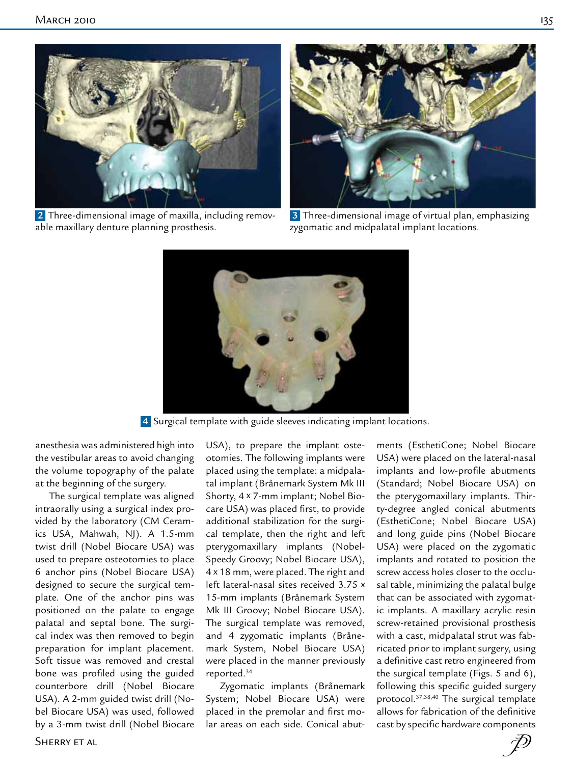**2** Three-dimensional image of maxilla, including removable maxillary denture planning prosthesis.

**3** Three-dimensional image of virtual plan, emphasizing zygomatic and midpalatal implant locations.

**4** Surgical template with guide sleeves indicating implant locations.

anesthesia was administered high into the vestibular areas to avoid changing the volume topography of the palate at the beginning of the surgery.

The surgical template was aligned intraorally using a surgical index provided by the laboratory (CM Ceramics USA, Mahwah, NJ). A 1.5-mm twist drill (Nobel Biocare USA) was used to prepare osteotomies to place 6 anchor pins (Nobel Biocare USA) designed to secure the surgical template. One of the anchor pins was positioned on the palate to engage palatal and septal bone. The surgical index was then removed to begin preparation for implant placement. Soft tissue was removed and crestal bone was profiled using the guided counterbore drill (Nobel Biocare USA). A 2-mm guided twist drill (Nobel Biocare USA) was used, followed by a 3-mm twist drill (Nobel Biocare USA), to prepare the implant osteotomies. The following implants were placed using the template: a midpalatal implant (Brånemark System Mk III Shorty, 4 × 7-mm implant; Nobel Biocare USA) was placed first, to provide additional stabilization for the surgical template, then the right and left pterygomaxillary implants (NobelSpeedy Groovy; Nobel Biocare USA), 4 × 18 mm, were placed. The right and left lateral-nasal sites received 3.75 × 15-mm implants (Brånemark System Mk III Groovy; Nobel Biocare USA). The surgical template was removed, and 4 zygomatic implants (Brånemark System, Nobel Biocare USA) were placed in the manner previously reported.[34]

Zygomatic implants (Brånemark System; Nobel Biocare USA) were placed in the premolar and first molar areas on each side. Conical abutments (EsthetiCone; Nobel Biocare USA) were placed on the lateral-nasal implants and low-profile abutments (Standard; Nobel Biocare USA) on the pterygomaxillary implants. Thirty-degree angled conical abutments (EsthetiCone; Nobel Biocare USA) and long guide pins (Nobel Biocare USA) were placed on the zygomatic implants and rotated to position the screw access holes closer to the occlusal table, minimizing the palatal bulge that can be associated with zygomatic implants. A maxillary acrylic resin screw-retained provisional prosthesis with a cast, midpalatal strut was fabricated prior to implant surgery, using a definitive cast retro engineered from the surgical template (Figs. 5 and 6), following this specific guided surgery protocol.[37,38,40] The surgical template allows for fabrication of the definitive cast by specific hardware components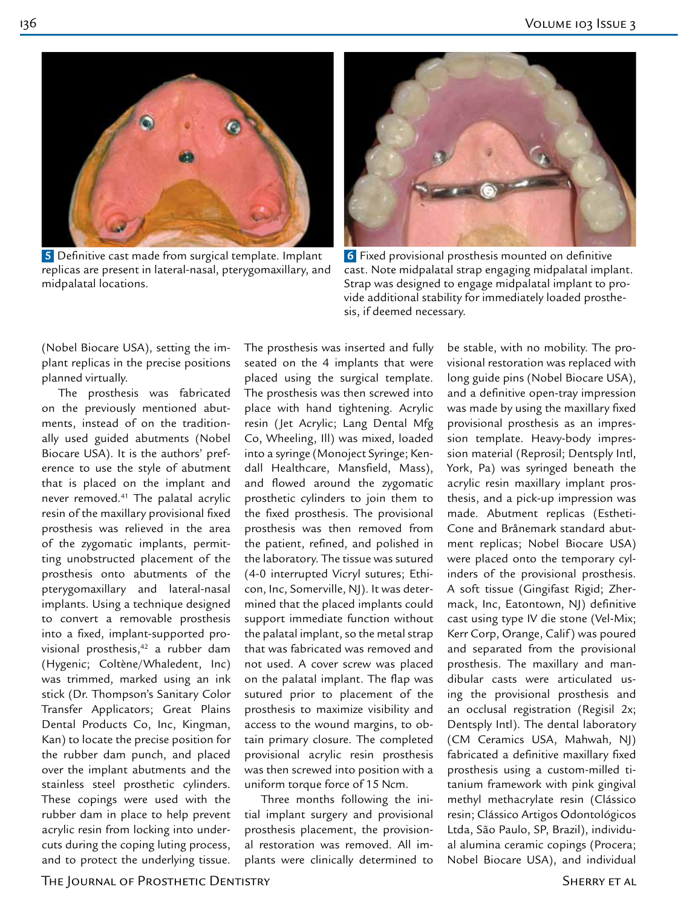**5** Definitive cast made from surgical template. Implant replicas are present in lateral-nasal, pterygomaxillary, and midpalatal locations.

**6** Fixed provisional prosthesis mounted on definitive cast. Note midpalatal strap engaging midpalatal implant. Strap was designed to engage midpalatal implant to provide additional stability for immediately loaded prosthesis, if deemed necessary.

(Nobel Biocare USA), setting the implant replicas in the precise positions planned virtually.

The prosthesis was fabricated on the previously mentioned abutments, instead of on the traditionally used guided abutments (Nobel Biocare USA). It is the authors' preference to use the style of abutment that is placed on the implant and never removed.[41] The palatal acrylic resin of the maxillary provisional fixed prosthesis was relieved in the area of the zygomatic implants, permitting unobstructed placement of the prosthesis onto abutments of the pterygomaxillary and lateral-nasal implants. Using a technique designed to convert a removable prosthesis into a fixed, implant-supported provisional prosthesis,[42] a rubber dam (Hygenic; Coltène/Whaledent, Inc) was trimmed, marked using an ink stick (Dr. Thompson's Sanitary Color Transfer Applicators; Great Plains Dental Products Co, Inc, Kingman, Kan) to locate the precise position for the rubber dam punch, and placed over the implant abutments and the stainless steel prosthetic cylinders. These copings were used with the rubber dam in place to help prevent acrylic resin from locking into undercuts during the coping luting process, and to protect the underlying tissue. The prosthesis was inserted and fully seated on the 4 implants that were placed using the surgical template. The prosthesis was then screwed into place with hand tightening. Acrylic resin (Jet Acrylic; Lang Dental Mfg Co, Wheeling, Ill) was mixed, loaded into a syringe (Monoject Syringe; Kendall Healthcare, Mansfield, Mass), and flowed around the zygomatic prosthetic cylinders to join them to the fixed prosthesis. The provisional prosthesis was then removed from the patient, refined, and polished in the laboratory. The tissue was sutured (4-0 interrupted Vicryl sutures; Ethicon, Inc, Somerville, NJ). It was determined that the placed implants could support immediate function without the palatal implant, so the metal strap that was fabricated was removed and not used. A cover screw was placed on the palatal implant. The flap was sutured prior to placement of the prosthesis to maximize visibility and access to the wound margins, to obtain primary closure. The completed provisional acrylic resin prosthesis was then screwed into position with a uniform torque force of 15 Ncm.

Three months following the initial implant surgery and provisional prosthesis placement, the provisional restoration was removed. All implants were clinically determined to be stable, with no mobility. The provisional restoration was replaced with long guide pins (Nobel Biocare USA), and a definitive open-tray impression was made by using the maxillary fixed provisional prosthesis as an impression template. Heavy-body impression material (Reprosil; Dentsply Intl, York, Pa) was syringed beneath the acrylic resin maxillary implant prosthesis, and a pick-up impression was made. Abutment replicas (Estheti-Cone and Brånemark standard abutment replicas; Nobel Biocare USA) were placed onto the temporary cylinders of the provisional prosthesis. A soft tissue (Gingifast Rigid; Zhermack, Inc, Eatontown, NJ) definitive cast using type IV die stone (Vel-Mix; Kerr Corp, Orange, Calif) was poured and separated from the provisional prosthesis. The maxillary and mandibular casts were articulated using the provisional prosthesis and an occlusal registration (Regisil 2x; Dentsply Intl). The dental laboratory (CM Ceramics USA, Mahwah, NJ) fabricated a definitive maxillary fixed prosthesis using a custom-milled titanium framework with pink gingival methyl methacrylate resin (Clássico resin; Clássico Artigos Odontológicos Ltda, São Paulo, SP, Brazil), individual alumina ceramic copings (Procera; Nobel Biocare USA), and individual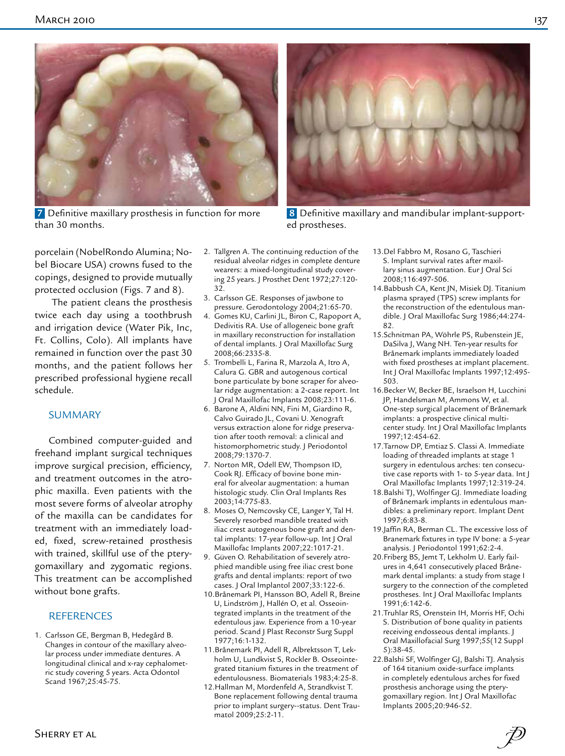**7** Definitive maxillary prosthesis in function for more than 30 months.

**8** Definitive maxillary and mandibular implant-supported prostheses.

porcelain (NobelRondo Alumina; Nobel Biocare USA) crowns fused to the copings, designed to provide mutually protected occlusion (Figs. 7 and 8).

The patient cleans the prosthesis twice each day using a toothbrush and irrigation device (Water Pik, Inc, Ft. Collins, Colo). All implants have remained in function over the past 30 months, and the patient follows her prescribed professional hygiene recall schedule.

## SUMMARY

Combined computer-guided and freehand implant surgical techniques improve surgical precision, efficiency, and treatment outcomes in the atrophic maxilla. Even patients with the most severe forms of alveolar atrophy of the maxilla can be candidates for treatment with an immediately loaded, fixed, screw-retained prosthesis with trained, skillful use of the pterygomaxillary and zygomatic regions. This treatment can be accomplished without bone grafts.

## REFERENCES

1. Carlsson GE, Bergman B, Hedegård B. Changes in contour of the maxillary alveolar process under immediate dentures. A longitudinal clinical and x-ray cephalometric study covering 5 years. Acta Odontol Scand 1967;25:45-75.
2. Tallgren A. The continuing reduction of the residual alveolar ridges in complete denture wearers: a mixed-longitudinal study covering 25 years. J Prosthet Dent 1972;27:120-32.
3. Carlsson GE. Responses of jawbone to pressure. Gerodontology 2004;21:65-70.
4. Gomes KU, Carlini JL, Biron C, Rapoport A, Dedivitis RA. Use of allogeneic bone graft in maxillary reconstruction for installation of dental implants. J Oral Maxillofac Surg 2008;66:2335-8.
5. Trombelli L, Farina R, Marzola A, Itro A, Calura G. GBR and autogenous cortical bone particulate by bone scraper for alveolar ridge augmentation: a 2-case report. Int J Oral Maxillofac Implants 2008;23:111-6.
6. Barone A, Aldini NN, Fini M, Giardino R, Calvo Guirado JL, Covani U. Xenograft versus extraction alone for ridge preservation after tooth removal: a clinical and histomorphometric study. J Periodontol 2008;79:1370-7.
7. Norton MR, Odell EW, Thompson ID, Cook RJ. Efficacy of bovine bone mineral for alveolar augmentation: a human histologic study. Clin Oral Implants Res 2003;14:775-83.
8. Moses O, Nemcovsky CE, Langer Y, Tal H. Severely resorbed mandible treated with iliac crest autogenous bone graft and dental implants: 17-year follow-up. Int J Oral Maxillofac Implants 2007;22:1017-21.
9. Güven O. Rehabilitation of severely atrophied mandible using free iliac crest bone grafts and dental implants: report of two cases. J Oral Implantol 2007;33:122-6.
10. Brånemark PI, Hansson BO, Adell R, Breine U, Lindström J, Hallén O, et al. Osseointegrated implants in the treatment of the edentulous jaw. Experience from a 10-year period. Scand J Plast Reconstr Surg Suppl 1977;16:1-132.
11. Brånemark PI, Adell R, Albrektsson T, Lekholm U, Lundkvist S, Rockler B. Osseointegrated titanium fixtures in the treatment of edentulousness. Biomaterials 1983;4:25-8.
12. Hallman M, Mordenfeld A, Strandkvist T. Bone replacement following dental trauma prior to implant surgery--status. Dent Traumatol 2009;25:2-11.
13. Del Fabbro M, Rosano G, Taschieri S. Implant survival rates after maxillary sinus augmentation. Eur J Oral Sci 2008;116:497-506.
14. Babbush CA, Kent JN, Misiek DJ. Titanium plasma sprayed (TPS) screw implants for the reconstruction of the edentulous mandible. J Oral Maxillofac Surg 1986;44:274-82.
15. Schnitman PA, Wöhrle PS, Rubenstein JE, DaSilva J, Wang NH. Ten-year results for Brånemark implants immediately loaded with fixed prostheses at implant placement. Int J Oral Maxillofac Implants 1997;12:495-503.
16. Becker W, Becker BE, Israelson H, Lucchini JP, Handelsman M, Ammons W, et al. One-step surgical placement of Brånemark implants: a prospective clinical multicenter study. Int J Oral Maxillofac Implants 1997;12:454-62.
17. Tarnow DP, Emtiaz S. Classi A. Immediate loading of threaded implants at stage 1 surgery in edentulous arches: ten consecutive case reports with 1- to 5-year data. Int J Oral Maxillofac Implants 1997;12:319-24.
18. Balshi TJ, Wolfinger GJ. Immediate loading of Brånemark implants in edentulous mandibles: a preliminary report. Implant Dent 1997;6:83-8.
19. Jaffin RA, Berman CL. The excessive loss of Branemark fixtures in type IV bone: a 5-year analysis. J Periodontol 1991;62:2-4.
20. Friberg BS, Jemt T, Lekholm U. Early failures in 4,641 consecutively placed Brånemark dental implants: a study from stage I surgery to the connection of the completed prostheses. Int J Oral Maxillofac Implants 1991;6:142-6.
21. Truhlar RS, Orenstein IH, Morris HF, Ochi S. Distribution of bone quality in patients receiving endosseous dental implants. J Oral Maxillofacial Surg 1997;55(12 Suppl 5):38-45.
22. Balshi SF, Wolfinger GJ, Balshi TJ. Analysis of 164 titanium oxide-surface implants in completely edentulous arches for fixed prosthesis anchorage using the pterygomaxillary region. Int J Oral Maxillofac Implants 2005;20:946-52.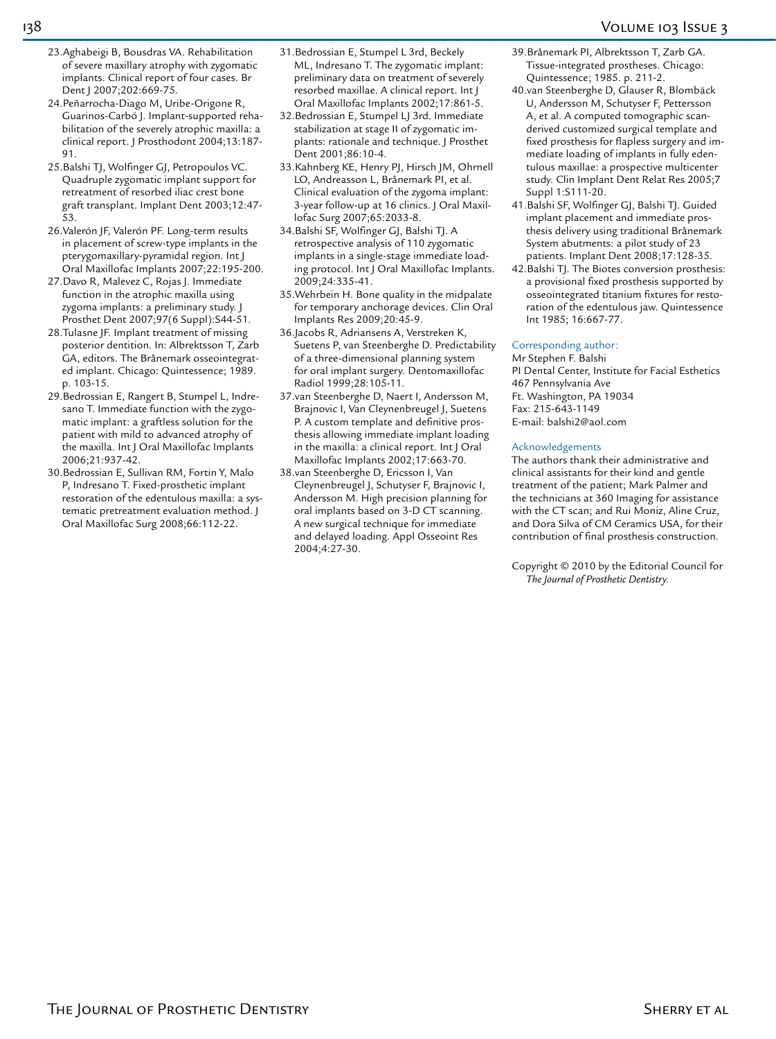23. Aghabeigi B, Bousdras VA. Rehabilitation of severe maxillary atrophy with zygomatic implants. Clinical report of four cases. Br Dent J 2007;202:669-75.
24. Peñarrocha-Diago M, Uribe-Origone R, Guarinos-Carbó J. Implant-supported rehabilitation of the severely atrophic maxilla: a clinical report. J Prosthodont 2004;13:187-91.
25. Balshi TJ, Wolfinger GJ, Petropoulos VC. Quadruple zygomatic implant support for retreatment of resorbed iliac crest bone graft transplant. Implant Dent 2003;12:47-53.
26. Valerón JF, Valerón PF. Long-term results in placement of screw-type implants in the pterygomaxillary-pyramidal region. Int J Oral Maxillofac Implants 2007;22:195-200.
27. Davo R, Malevez C, Rojas J. Immediate function in the atrophic maxilla using zygoma implants: a preliminary study. J Prosthet Dent 2007;97(6 Suppl):S44-51.
28. Tulasne JF. Implant treatment of missing posterior dentition. In: Albrektsson T, Zarb GA, editors. The Brånemark osseointegrated implant. Chicago: Quintessence; 1989. p. 103-15.
29. Bedrossian E, Rangert B, Stumpel L, Indresano T. Immediate function with the zygomatic implant: a graftless solution for the patient with mild to advanced atrophy of the maxilla. Int J Oral Maxillofac Implants 2006;21:937-42.
30. Bedrossian E, Sullivan RM, Fortin Y, Malo P, Indresano T. Fixed-prosthetic implant restoration of the edentulous maxilla: a systematic pretreatment evaluation method. J Oral Maxillofac Surg 2008;66:112-22.
31. Bedrossian E, Stumpel L 3rd, Beckely ML, Indresano T. The zygomatic implant: preliminary data on treatment of severely resorbed maxillae. A clinical report. Int J Oral Maxillofac Implants 2002;17:861-5.
32. Bedrossian E, Stumpel LJ 3rd. Immediate stabilization at stage II of zygomatic implants: rationale and technique. J Prosthet Dent 2001;86:10-4.
33. Kahnberg KE, Henry PJ, Hirsch JM, Ohrnell LO, Andreasson L, Brånemark PI, et al. Clinical evaluation of the zygoma implant: 3-year follow-up at 16 clinics. J Oral Maxillofac Surg 2007;65:2033-8.
34. Balshi SF, Wolfinger GJ, Balshi TJ. A retrospective analysis of 110 zygomatic implants in a single-stage immediate loading protocol. Int J Oral Maxillofac Implants. 2009;24:335-41.
35. Wehrbein H. Bone quality in the midpalate for temporary anchorage devices. Clin Oral Implants Res 2009;20:45-9.
36. Jacobs R, Adriansens A, Verstreken K, Suetens P, van Steenberghe D. Predictability of a three-dimensional planning system for oral implant surgery. Dentomaxillofac Radiol 1999;28:105-11.
37. van Steenberghe D, Naert I, Andersson M, Brajnovic I, Van Cleynenbreugel J, Suetens P. A custom template and definitive prosthesis allowing immediate implant loading in the maxilla: a clinical report. Int J Oral Maxillofac Implants 2002;17:663-70.
38. van Steenberghe D, Ericsson I, Van Cleynenbreugel J, Schutyser F, Brajnovic I, Andersson M. High precision planning for oral implants based on 3-D CT scanning. A new surgical technique for immediate and delayed loading. Appl Osseoint Res 2004;4:27-30.
39. Brånemark PI, Albrektsson T, Zarb GA. Tissue-integrated prostheses. Chicago: Quintessence; 1985. p. 211-2.
40. van Steenberghe D, Glauser R, Blombäck U, Andersson M, Schutyser F, Pettersson A, et al. A computed tomographic scan-derived customized surgical template and fixed prosthesis for flapless surgery and immediate loading of implants in fully edentulous maxillae: a prospective multicenter study. Clin Implant Dent Relat Res 2005;7 Suppl 1:S111-20.
41. Balshi SF, Wolfinger GJ, Balshi TJ. Guided implant placement and immediate prosthesis delivery using traditional Brånemark System abutments: a pilot study of 23 patients. Implant Dent 2008;17:128-35.
42. Balshi TJ. The Biotes conversion prosthesis: a provisional fixed prosthesis supported by osseointegrated titanium fixtures for restoration of the edentulous jaw. Quintessence Int 1985; 16:667-77.

Corresponding author:
Mr Stephen F. Balshi
PI Dental Center, Institute for Facial Esthetics
467 Pennsylvania Ave
Ft. Washington, PA 19034
Fax: 215-643-1149
E-mail: balshi2@aol.com

Acknowledgements

The authors thank their administrative and clinical assistants for their kind and gentle treatment of the patient; Mark Palmer and the technicians at 360 Imaging for assistance with the CT scan; and Rui Moniz, Aline Cruz, and Dora Silva of CM Ceramics USA, for their contribution of final prosthesis construction.

Copyright © 2010 by the Editorial Council for *The Journal of Prosthetic Dentistry.*